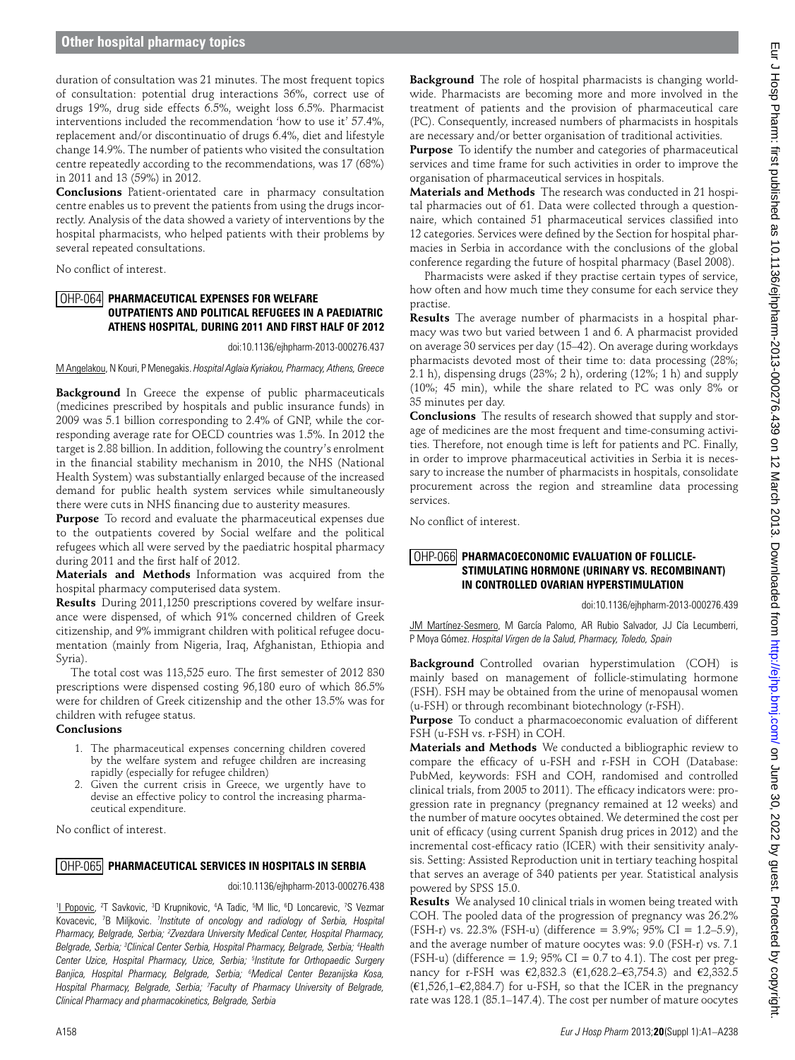duration of consultation was 21 minutes. The most frequent topics of consultation: potential drug interactions 36%, correct use of drugs 19%, drug side effects 6.5%, weight loss 6.5%. Pharmacist interventions included the recommendation 'how to use it' 57.4%, replacement and/or discontinuatio of drugs 6.4%, diet and lifestyle change 14.9%. The number of patients who visited the consultation centre repeatedly according to the recommendations, was 17 (68%) in 2011 and 13 (59%) in 2012.

**Conclusions** Patient-orientated care in pharmacy consultation centre enables us to prevent the patients from using the drugs incorrectly. Analysis of the data showed a variety of interventions by the hospital pharmacists, who helped patients with their problems by several repeated consultations.

No conflict of interest.

## OHP-064 PHARMACEUTICAL EXPENSES FOR WELFARE OUTPATIENTS AND POLITICAL REFUGEES IN A PAEDIATRIC ATHENS HOSPITAL, DURING 2011 AND FIRST HALF OF 2012

doi:10.1136/ejhpharm-2013-000276.437

M Angelakou, N Kouri, P Menegakis. *Hospital Aglaia Kyriakou, Pharmacy, Athens, Greece*

**Background** In Greece the expense of public pharmaceuticals (medicines prescribed by hospitals and public insurance funds) in 2009 was 5.1 billion corresponding to 2.4% of GNP, while the corresponding average rate for OECD countries was 1.5%. In 2012 the target is 2.88 billion. In addition, following the country's enrolment in the financial stability mechanism in 2010, the NHS (National Health System) was substantially enlarged because of the increased demand for public health system services while simultaneously there were cuts in NHS financing due to austerity measures.

**Purpose** To record and evaluate the pharmaceutical expenses due to the outpatients covered by Social welfare and the political refugees which all were served by the paediatric hospital pharmacy during 2011 and the first half of 2012.

**Materials and Methods** Information was acquired from the hospital pharmacy computerised data system.

**Results** During 2011,1250 prescriptions covered by welfare insurance were dispensed, of which 91% concerned children of Greek citizenship, and 9% immigrant children with political refugee documentation (mainly from Nigeria, Iraq, Afghanistan, Ethiopia and Syria).

The total cost was 113,525 euro. The first semester of 2012 830 prescriptions were dispensed costing 96,180 euro of which 86.5% were for children of Greek citizenship and the other 13.5% was for children with refugee status.

**Conclusions**

1. The pharmaceutical expenses concerning children covered by the welfare system and refugee children are increasing rapidly (especially for refugee children)
2. Given the current crisis in Greece, we urgently have to devise an effective policy to control the increasing pharmaceutical expenditure.

No conflict of interest.

## OHP-065 PHARMACEUTICAL SERVICES IN HOSPITALS IN SERBIA

doi:10.1136/ejhpharm-2013-000276.438

[1]I Popovic, [2]T Savkovic, [3]D Krupnikovic, [4]A Tadic, [5]M Ilic, [6]D Loncarevic, [7]S Vezmar Kovacevic, [7]B Miljkovic. [1]*Institute of oncology and radiology of Serbia, Hospital Pharmacy, Belgrade, Serbia;* [2]*Zvezdara University Medical Center, Hospital Pharmacy, Belgrade, Serbia;* [3]*Clinical Center Serbia, Hospital Pharmacy, Belgrade, Serbia;* [4]*Health Center Uzice, Hospital Pharmacy, Uzice, Serbia;* [5]*Institute for Orthopaedic Surgery Banjica, Hospital Pharmacy, Belgrade, Serbia;* [6]*Medical Center Bezanijska Kosa, Hospital Pharmacy, Belgrade, Serbia;* [7]*Faculty of Pharmacy University of Belgrade, Clinical Pharmacy and pharmacokinetics, Belgrade, Serbia*

**Background** The role of hospital pharmacists is changing worldwide. Pharmacists are becoming more and more involved in the treatment of patients and the provision of pharmaceutical care (PC). Consequently, increased numbers of pharmacists in hospitals are necessary and/or better organisation of traditional activities.

**Purpose** To identify the number and categories of pharmaceutical services and time frame for such activities in order to improve the organisation of pharmaceutical services in hospitals.

**Materials and Methods** The research was conducted in 21 hospital pharmacies out of 61. Data were collected through a questionnaire, which contained 51 pharmaceutical services classified into 12 categories. Services were defined by the Section for hospital pharmacies in Serbia in accordance with the conclusions of the global conference regarding the future of hospital pharmacy (Basel 2008).

Pharmacists were asked if they practise certain types of service, how often and how much time they consume for each service they practise.

**Results** The average number of pharmacists in a hospital pharmacy was two but varied between 1 and 6. A pharmacist provided on average 30 services per day (15–42). On average during workdays pharmacists devoted most of their time to: data processing (28%; 2.1 h), dispensing drugs (23%; 2 h), ordering (12%; 1 h) and supply (10%; 45 min), while the share related to PC was only 8% or 35 minutes per day.

**Conclusions** The results of research showed that supply and storage of medicines are the most frequent and time-consuming activities. Therefore, not enough time is left for patients and PC. Finally, in order to improve pharmaceutical activities in Serbia it is necessary to increase the number of pharmacists in hospitals, consolidate procurement across the region and streamline data processing services.

No conflict of interest.

## OHP-066 PHARMACOECONOMIC EVALUATION OF FOLLICLE-STIMULATING HORMONE (URINARY VS. RECOMBINANT) IN CONTROLLED OVARIAN HYPERSTIMULATION

doi:10.1136/ejhpharm-2013-000276.439

JM Martínez-Sesmero, M García Palomo, AR Rubio Salvador, JJ Cía Lecumberri, P Moya Gómez. *Hospital Virgen de la Salud, Pharmacy, Toledo, Spain*

**Background** Controlled ovarian hyperstimulation (COH) is mainly based on management of follicle-stimulating hormone (FSH). FSH may be obtained from the urine of menopausal women (u-FSH) or through recombinant biotechnology (r-FSH).

**Purpose** To conduct a pharmacoeconomic evaluation of different FSH (u-FSH vs. r-FSH) in COH.

**Materials and Methods** We conducted a bibliographic review to compare the efficacy of u-FSH and r-FSH in COH (Database: PubMed, keywords: FSH and COH, randomised and controlled clinical trials, from 2005 to 2011). The efficacy indicators were: progression rate in pregnancy (pregnancy remained at 12 weeks) and the number of mature oocytes obtained. We determined the cost per unit of efficacy (using current Spanish drug prices in 2012) and the incremental cost-efficacy ratio (ICER) with their sensitivity analysis. Setting: Assisted Reproduction unit in tertiary teaching hospital that serves an average of 340 patients per year. Statistical analysis powered by SPSS 15.0.

**Results** We analysed 10 clinical trials in women being treated with COH. The pooled data of the progression of pregnancy was 26.2% (FSH-r) vs. 22.3% (FSH-u) (difference = 3.9%; 95% CI = 1.2–5.9), and the average number of mature oocytes was: 9.0 (FSH-r) vs. 7.1 (FSH-u) (difference = 1.9; 95% CI = 0.7 to 4.1). The cost per pregnancy for r-FSH was €2,832.3 (€1,628.2–€3,754.3) and €2,332.5 (€1,526,1–€2,884.7) for u-FSH, so that the ICER in the pregnancy rate was 128.1 (85.1–147.4). The cost per number of mature oocytes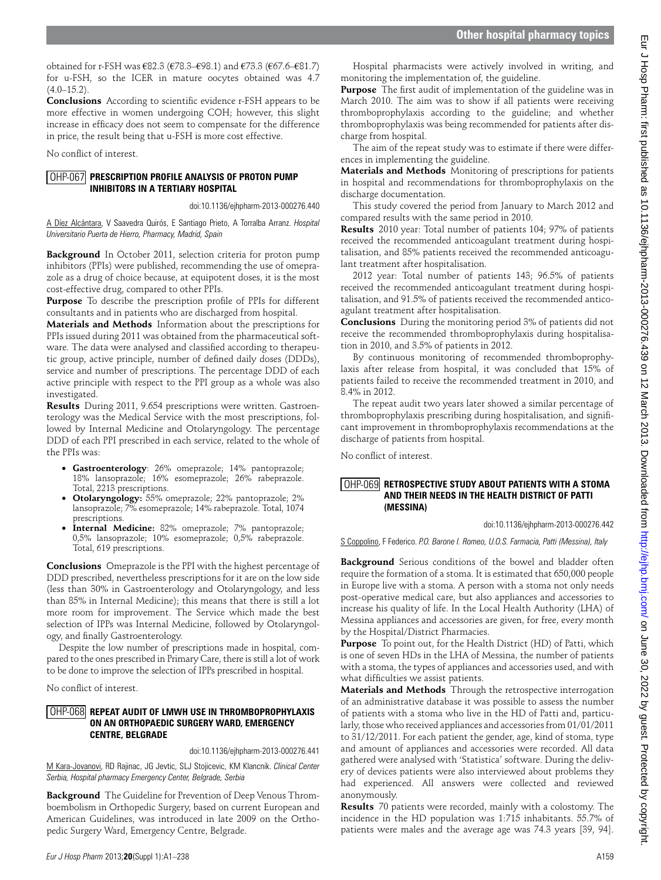obtained for r-FSH was €82.3 (€78.3–€98.1) and €73.3 (€67.6–€81.7) for u-FSH, so the ICER in mature oocytes obtained was 4.7 (4.0–15.2).

**Conclusions** According to scientific evidence r-FSH appears to be more effective in women undergoing COH; however, this slight increase in efficacy does not seem to compensate for the difference in price, the result being that u-FSH is more cost effective.

No conflict of interest.

## OHP-067 PRESCRIPTION PROFILE ANALYSIS OF PROTON PUMP INHIBITORS IN A TERTIARY HOSPITAL

doi:10.1136/ejhpharm-2013-000276.440

A Díez Alcántara, V Saavedra Quirós, E Santiago Prieto, A Torralba Arranz. *Hospital Universitario Puerta de Hierro, Pharmacy, Madrid, Spain*

**Background** In October 2011, selection criteria for proton pump inhibitors (PPIs) were published, recommending the use of omeprazole as a drug of choice because, at equipotent doses, it is the most cost-effective drug, compared to other PPIs.

**Purpose** To describe the prescription profile of PPIs for different consultants and in patients who are discharged from hospital.

**Materials and Methods** Information about the prescriptions for PPIs issued during 2011 was obtained from the pharmaceutical software. The data were analysed and classified according to therapeutic group, active principle, number of defined daily doses (DDDs), service and number of prescriptions. The percentage DDD of each active principle with respect to the PPI group as a whole was also investigated.

**Results** During 2011, 9.654 prescriptions were written. Gastroenterology was the Medical Service with the most prescriptions, followed by Internal Medicine and Otolaryngology. The percentage DDD of each PPI prescribed in each service, related to the whole of the PPIs was:

- **Gastroenterology**: 26% omeprazole; 14% pantoprazole; 18% lansoprazole; 16% esomeprazole; 26% rabeprazole. Total, 2213 prescriptions.
- **Otolaryngology:** 55% omeprazole; 22% pantoprazole; 2% lansoprazole; 7% esomeprazole; 14% rabeprazole. Total, 1074 prescriptions.
- **Internal Medicine:** 82% omeprazole; 7% pantoprazole; 0,5% lansoprazole; 10% esomeprazole; 0,5% rabeprazole. Total, 619 prescriptions.

**Conclusions** Omeprazole is the PPI with the highest percentage of DDD prescribed, nevertheless prescriptions for it are on the low side (less than 30% in Gastroenterology and Otolaryngology, and less than 85% in Internal Medicine); this means that there is still a lot more room for improvement. The Service which made the best selection of IPPs was Internal Medicine, followed by Otolaryngology, and finally Gastroenterology.

Despite the low number of prescriptions made in hospital, compared to the ones prescribed in Primary Care, there is still a lot of work to be done to improve the selection of IPPs prescribed in hospital.

No conflict of interest.

## OHP-068 REPEAT AUDIT OF LMWH USE IN THROMBOPROPHYLAXIS ON AN ORTHOPAEDIC SURGERY WARD, EMERGENCY CENTRE, BELGRADE

doi:10.1136/ejhpharm-2013-000276.441

M Kara-Jovanovi, RD Rajinac, JG Jevtic, SLJ Stojicevic, KM Klancnik. *Clinical Center Serbia, Hospital pharmacy Emergency Center, Belgrade, Serbia*

**Background** The Guideline for Prevention of Deep Venous Thromboembolism in Orthopedic Surgery, based on current European and American Guidelines, was introduced in late 2009 on the Orthopedic Surgery Ward, Emergency Centre, Belgrade.

Hospital pharmacists were actively involved in writing, and monitoring the implementation of, the guideline.

**Purpose** The first audit of implementation of the guideline was in March 2010. The aim was to show if all patients were receiving thromboprophylaxis according to the guideline; and whether thromboprophylaxis was being recommended for patients after discharge from hospital.

The aim of the repeat study was to estimate if there were differences in implementing the guideline.

**Materials and Methods** Monitoring of prescriptions for patients in hospital and recommendations for thromboprophylaxis on the discharge documentation.

This study covered the period from January to March 2012 and compared results with the same period in 2010.

**Results** 2010 year: Total number of patients 104; 97% of patients received the recommended anticoagulant treatment during hospitalisation, and 85% patients received the recommended anticoagulant treatment after hospitalisation.

2012 year: Total number of patients 143; 96.5% of patients received the recommended anticoagulant treatment during hospitalisation, and 91.5% of patients received the recommended anticoagulant treatment after hospitalisation.

**Conclusions** During the monitoring period 3% of patients did not receive the recommended thromboprophylaxis during hospitalisation in 2010, and 3.5% of patients in 2012.

By continuous monitoring of recommended thromboprophylaxis after release from hospital, it was concluded that 15% of patients failed to receive the recommended treatment in 2010, and 8.4% in 2012.

The repeat audit two years later showed a similar percentage of thromboprophylaxis prescribing during hospitalisation, and significant improvement in thromboprophylaxis recommendations at the discharge of patients from hospital.

No conflict of interest.

## OHP-069 RETROSPECTIVE STUDY ABOUT PATIENTS WITH A STOMA AND THEIR NEEDS IN THE HEALTH DISTRICT OF PATTI (MESSINA)

doi:10.1136/ejhpharm-2013-000276.442

S Coppolino, F Federico. *P.O. Barone I. Romeo, U.O.S. Farmacia, Patti (Messina), Italy*

**Background** Serious conditions of the bowel and bladder often require the formation of a stoma. It is estimated that 650,000 people in Europe live with a stoma. A person with a stoma not only needs post-operative medical care, but also appliances and accessories to increase his quality of life. In the Local Health Authority (LHA) of Messina appliances and accessories are given, for free, every month by the Hospital/District Pharmacies.

**Purpose** To point out, for the Health District (HD) of Patti, which is one of seven HDs in the LHA of Messina, the number of patients with a stoma, the types of appliances and accessories used, and with what difficulties we assist patients.

**Materials and Methods** Through the retrospective interrogation of an administrative database it was possible to assess the number of patients with a stoma who live in the HD of Patti and, particularly, those who received appliances and accessories from 01/01/2011 to 31/12/2011. For each patient the gender, age, kind of stoma, type and amount of appliances and accessories were recorded. All data gathered were analysed with 'Statistica' software. During the delivery of devices patients were also interviewed about problems they had experienced. All answers were collected and reviewed anonymously.

**Results** 70 patients were recorded, mainly with a colostomy. The incidence in the HD population was 1:715 inhabitants. 55.7% of patients were males and the average age was 74.3 years [39, 94].